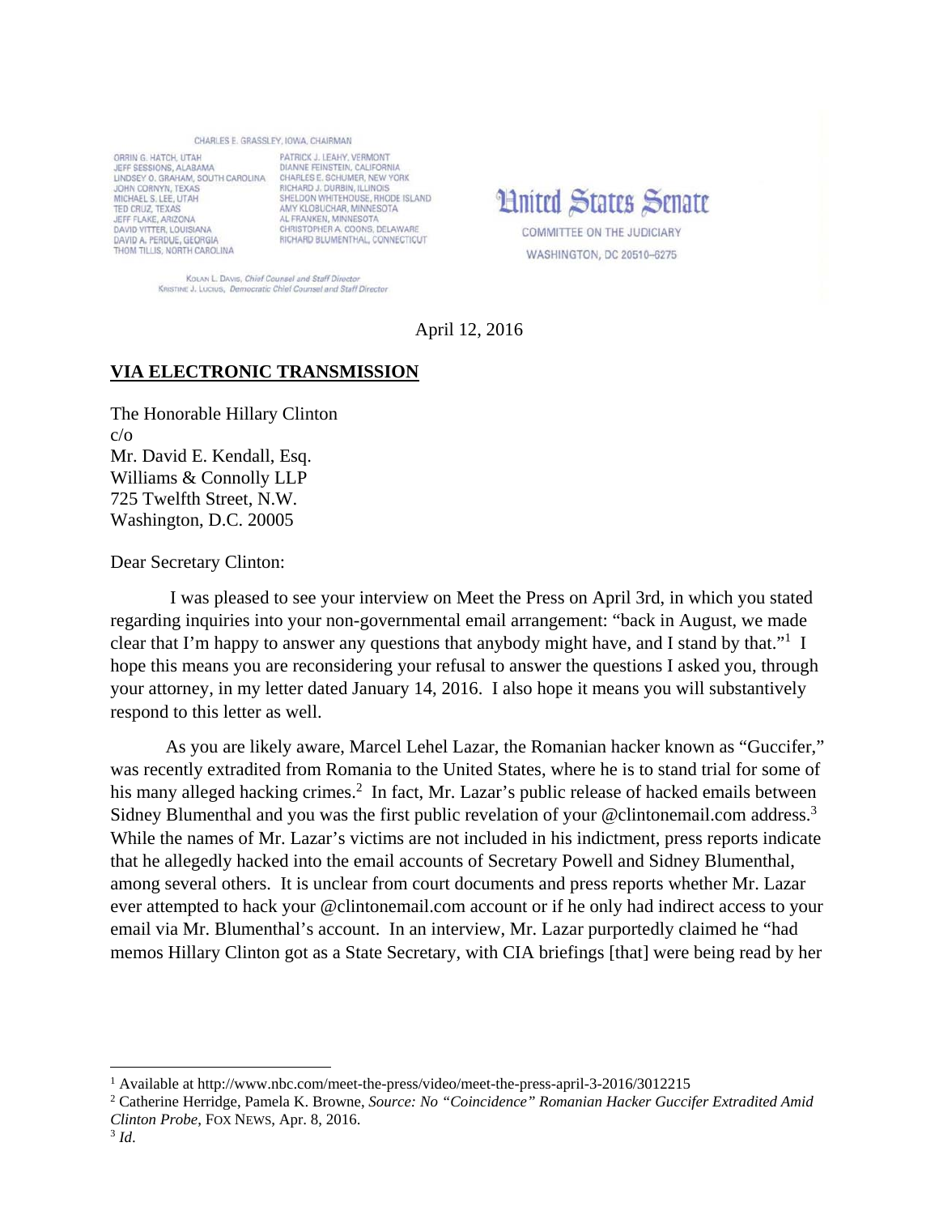CHARLES E. GRASSLEY, IOWA, CHAIRMAN

ORRIN G. HATCH, UTAH
JEFF SESSIONS, ALABAMA
LINDSEY O. GRAHAM, SOUTH CAROLINA
JOHN CORNYN, TEXAS
MICHAEL S. LEE, UTAH
TED CRUZ, TEXAS
JEFF FLAKE, ARIZONA
DAVID VITTER, LOUISIANA
DAVID A. PERDUE, GEORGIA
THOM TILLIS, NORTH CAROLINA

PATRICK J. LEAHY, VERMONT
DIANNE FEINSTEIN, CALIFORNIA
CHARLES E. SCHUMER, NEW YORK
RICHARD J. DURBIN, ILLINOIS
SHELDON WHITEHOUSE, RHODE ISLAND
AMY KLOBUCHAR, MINNESOTA
AL FRANKEN, MINNESOTA
CHRISTOPHER A. COONS, DELAWARE
RICHARD BLUMENTHAL, CONNECTICUT

KOLAN L. DAVIS, *Chief Counsel and Staff Director*
KRISTINE J. LUCIUS, *Democratic Chief Counsel and Staff Director*

# United States Senate

COMMITTEE ON THE JUDICIARY
WASHINGTON, DC 20510–6275

April 12, 2016

**VIA ELECTRONIC TRANSMISSION**

The Honorable Hillary Clinton
c/o
Mr. David E. Kendall, Esq.
Williams & Connolly LLP
725 Twelfth Street, N.W.
Washington, D.C. 20005

Dear Secretary Clinton:

I was pleased to see your interview on Meet the Press on April 3rd, in which you stated regarding inquiries into your non-governmental email arrangement: "back in August, we made clear that I'm happy to answer any questions that anybody might have, and I stand by that."[1] I hope this means you are reconsidering your refusal to answer the questions I asked you, through your attorney, in my letter dated January 14, 2016. I also hope it means you will substantively respond to this letter as well.

As you are likely aware, Marcel Lehel Lazar, the Romanian hacker known as "Guccifer," was recently extradited from Romania to the United States, where he is to stand trial for some of his many alleged hacking crimes.[2] In fact, Mr. Lazar's public release of hacked emails between Sidney Blumenthal and you was the first public revelation of your @clintonemail.com address.[3] While the names of Mr. Lazar's victims are not included in his indictment, press reports indicate that he allegedly hacked into the email accounts of Secretary Powell and Sidney Blumenthal, among several others. It is unclear from court documents and press reports whether Mr. Lazar ever attempted to hack your @clintonemail.com account or if he only had indirect access to your email via Mr. Blumenthal's account. In an interview, Mr. Lazar purportedly claimed he "had memos Hillary Clinton got as a State Secretary, with CIA briefings [that] were being read by her

[1] Available at http://www.nbc.com/meet-the-press/video/meet-the-press-april-3-2016/3012215

[2] Catherine Herridge, Pamela K. Browne, *Source: No "Coincidence" Romanian Hacker Guccifer Extradited Amid Clinton Probe*, FOX NEWS, Apr. 8, 2016.

[3] *Id*.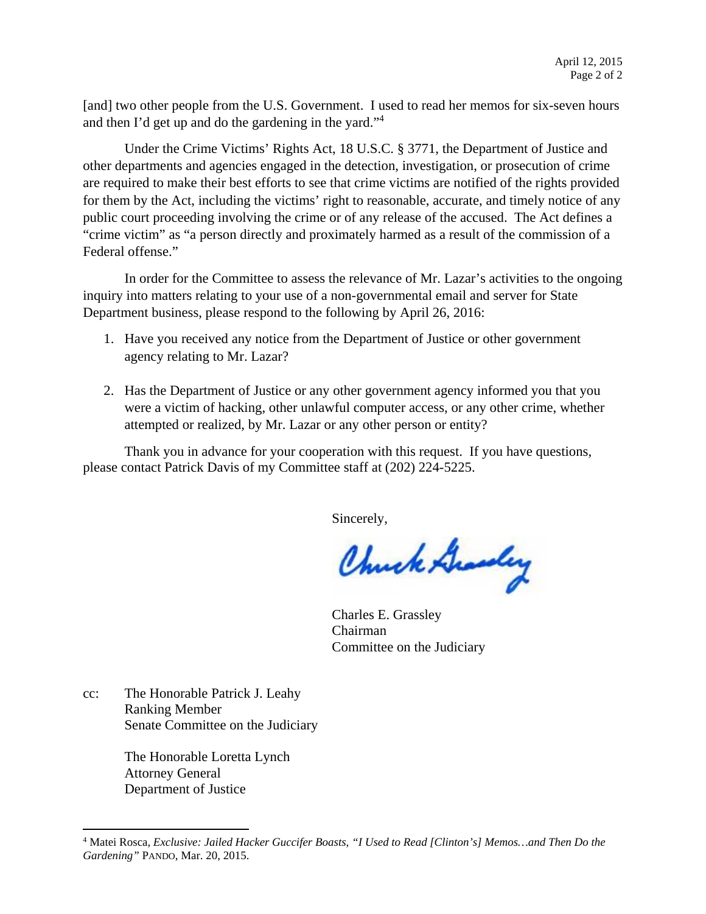[and] two other people from the U.S. Government. I used to read her memos for six-seven hours and then I'd get up and do the gardening in the yard."[4]

Under the Crime Victims' Rights Act, 18 U.S.C. § 3771, the Department of Justice and other departments and agencies engaged in the detection, investigation, or prosecution of crime are required to make their best efforts to see that crime victims are notified of the rights provided for them by the Act, including the victims' right to reasonable, accurate, and timely notice of any public court proceeding involving the crime or of any release of the accused. The Act defines a "crime victim" as "a person directly and proximately harmed as a result of the commission of a Federal offense."

In order for the Committee to assess the relevance of Mr. Lazar's activities to the ongoing inquiry into matters relating to your use of a non-governmental email and server for State Department business, please respond to the following by April 26, 2016:

1. Have you received any notice from the Department of Justice or other government agency relating to Mr. Lazar?

2. Has the Department of Justice or any other government agency informed you that you were a victim of hacking, other unlawful computer access, or any other crime, whether attempted or realized, by Mr. Lazar or any other person or entity?

Thank you in advance for your cooperation with this request. If you have questions, please contact Patrick Davis of my Committee staff at (202) 224-5225.

Sincerely,

Chuck Grassley

Charles E. Grassley
Chairman
Committee on the Judiciary

cc: The Honorable Patrick J. Leahy
Ranking Member
Senate Committee on the Judiciary

The Honorable Loretta Lynch
Attorney General
Department of Justice

---

[4] Matei Rosca, *Exclusive: Jailed Hacker Guccifer Boasts, "I Used to Read [Clinton's] Memos…and Then Do the Gardening"* PANDO, Mar. 20, 2015.